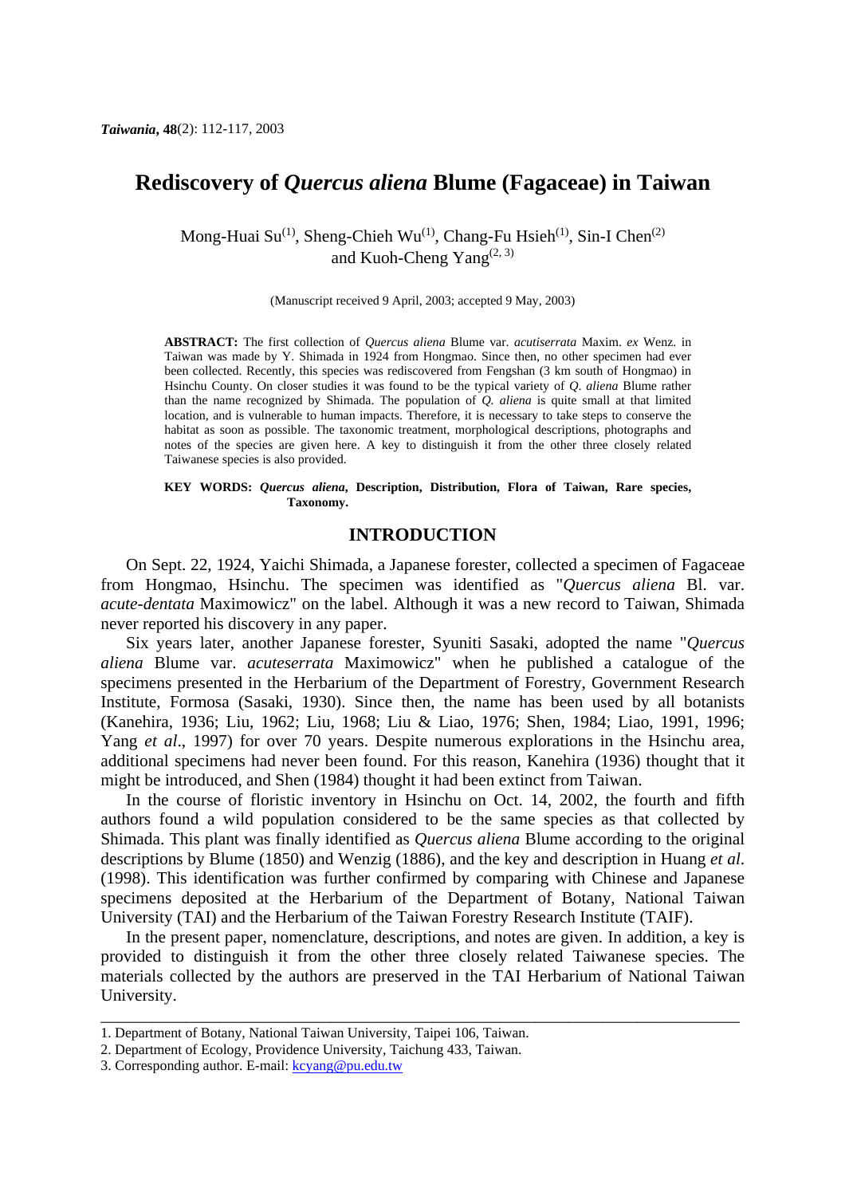# Rediscovery of *Quercus aliena* Blume (Fagaceae) in Taiwan

Mong-Huai Su[1], Sheng-Chieh Wu[1], Chang-Fu Hsieh[1], Sin-I Chen[2] and Kuoh-Cheng Yang[2, 3]

(Manuscript received 9 April, 2003; accepted 9 May, 2003)

**ABSTRACT:** The first collection of *Quercus aliena* Blume var. *acutiserrata* Maxim. *ex* Wenz. in Taiwan was made by Y. Shimada in 1924 from Hongmao. Since then, no other specimen had ever been collected. Recently, this species was rediscovered from Fengshan (3 km south of Hongmao) in Hsinchu County. On closer studies it was found to be the typical variety of *Q. aliena* Blume rather than the name recognized by Shimada. The population of *Q. aliena* is quite small at that limited location, and is vulnerable to human impacts. Therefore, it is necessary to take steps to conserve the habitat as soon as possible. The taxonomic treatment, morphological descriptions, photographs and notes of the species are given here. A key to distinguish it from the other three closely related Taiwanese species is also provided.

**KEY WORDS:** ***Quercus aliena*, Description, Distribution, Flora of Taiwan, Rare species, Taxonomy.**

## INTRODUCTION

On Sept. 22, 1924, Yaichi Shimada, a Japanese forester, collected a specimen of Fagaceae from Hongmao, Hsinchu. The specimen was identified as "*Quercus aliena* Bl. var. *acute-dentata* Maximowicz" on the label. Although it was a new record to Taiwan, Shimada never reported his discovery in any paper.

Six years later, another Japanese forester, Syuniti Sasaki, adopted the name "*Quercus aliena* Blume var. *acuteserrata* Maximowicz" when he published a catalogue of the specimens presented in the Herbarium of the Department of Forestry, Government Research Institute, Formosa (Sasaki, 1930). Since then, the name has been used by all botanists (Kanehira, 1936; Liu, 1962; Liu, 1968; Liu & Liao, 1976; Shen, 1984; Liao, 1991, 1996; Yang *et al*., 1997) for over 70 years. Despite numerous explorations in the Hsinchu area, additional specimens had never been found. For this reason, Kanehira (1936) thought that it might be introduced, and Shen (1984) thought it had been extinct from Taiwan.

In the course of floristic inventory in Hsinchu on Oct. 14, 2002, the fourth and fifth authors found a wild population considered to be the same species as that collected by Shimada. This plant was finally identified as *Quercus aliena* Blume according to the original descriptions by Blume (1850) and Wenzig (1886), and the key and description in Huang *et al.* (1998). This identification was further confirmed by comparing with Chinese and Japanese specimens deposited at the Herbarium of the Department of Botany, National Taiwan University (TAI) and the Herbarium of the Taiwan Forestry Research Institute (TAIF).

In the present paper, nomenclature, descriptions, and notes are given. In addition, a key is provided to distinguish it from the other three closely related Taiwanese species. The materials collected by the authors are preserved in the TAI Herbarium of National Taiwan University.

---

1. Department of Botany, National Taiwan University, Taipei 106, Taiwan.
2. Department of Ecology, Providence University, Taichung 433, Taiwan.
3. Corresponding author. E-mail: kcyang@pu.edu.tw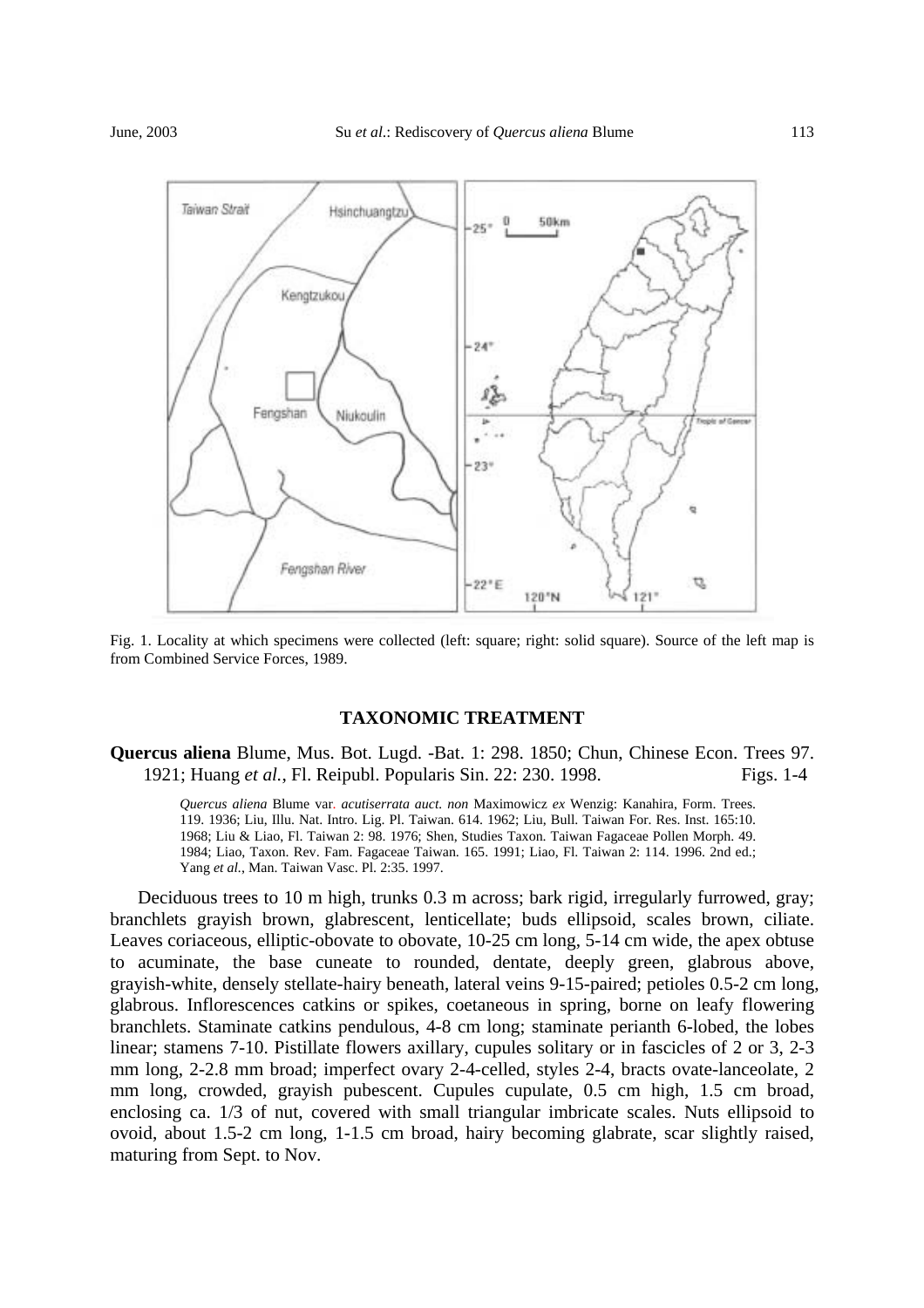Fig. 1. Locality at which specimens were collected (left: square; right: solid square). Source of the left map is from Combined Service Forces, 1989.

## TAXONOMIC TREATMENT

**Quercus aliena** Blume, Mus. Bot. Lugd. -Bat. 1: 298. 1850; Chun, Chinese Econ. Trees 97. 1921; Huang *et al.*, Fl. Reipubl. Popularis Sin. 22: 230. 1998. Figs. 1-4

*Quercus aliena* Blume var. *acutiserrata auct. non* Maximowicz *ex* Wenzig: Kanahira, Form. Trees. 119. 1936; Liu, Illu. Nat. Intro. Lig. Pl. Taiwan. 614. 1962; Liu, Bull. Taiwan For. Res. Inst. 165:10. 1968; Liu & Liao, Fl. Taiwan 2: 98. 1976; Shen, Studies Taxon. Taiwan Fagaceae Pollen Morph. 49. 1984; Liao, Taxon. Rev. Fam. Fagaceae Taiwan. 165. 1991; Liao, Fl. Taiwan 2: 114. 1996. 2nd ed.; Yang *et al.*, Man. Taiwan Vasc. Pl. 2:35. 1997.

Deciduous trees to 10 m high, trunks 0.3 m across; bark rigid, irregularly furrowed, gray; branchlets grayish brown, glabrescent, lenticellate; buds ellipsoid, scales brown, ciliate. Leaves coriaceous, elliptic-obovate to obovate, 10-25 cm long, 5-14 cm wide, the apex obtuse to acuminate, the base cuneate to rounded, dentate, deeply green, glabrous above, grayish-white, densely stellate-hairy beneath, lateral veins 9-15-paired; petioles 0.5-2 cm long, glabrous. Inflorescences catkins or spikes, coetaneous in spring, borne on leafy flowering branchlets. Staminate catkins pendulous, 4-8 cm long; staminate perianth 6-lobed, the lobes linear; stamens 7-10. Pistillate flowers axillary, cupules solitary or in fascicles of 2 or 3, 2-3 mm long, 2-2.8 mm broad; imperfect ovary 2-4-celled, styles 2-4, bracts ovate-lanceolate, 2 mm long, crowded, grayish pubescent. Cupules cupulate, 0.5 cm high, 1.5 cm broad, enclosing ca. 1/3 of nut, covered with small triangular imbricate scales. Nuts ellipsoid to ovoid, about 1.5-2 cm long, 1-1.5 cm broad, hairy becoming glabrate, scar slightly raised, maturing from Sept. to Nov.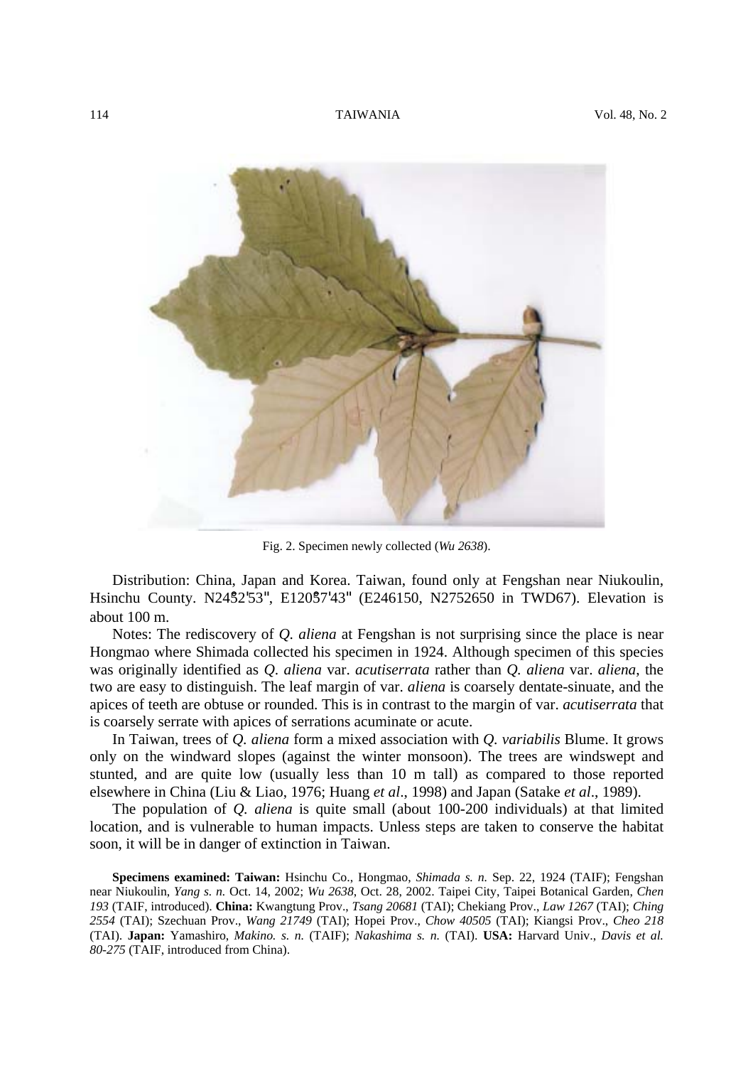Fig. 2. Specimen newly collected (*Wu 2638*).

Distribution: China, Japan and Korea. Taiwan, found only at Fengshan near Niukoulin, Hsinchu County. N24°52'53", E120°57'43" (E246150, N2752650 in TWD67). Elevation is about 100 m.

Notes: The rediscovery of *Q. aliena* at Fengshan is not surprising since the place is near Hongmao where Shimada collected his specimen in 1924. Although specimen of this species was originally identified as *Q. aliena* var. *acutiserrata* rather than *Q. aliena* var. *aliena*, the two are easy to distinguish. The leaf margin of var. *aliena* is coarsely dentate-sinuate, and the apices of teeth are obtuse or rounded. This is in contrast to the margin of var. *acutiserrata* that is coarsely serrate with apices of serrations acuminate or acute.

In Taiwan, trees of *Q. aliena* form a mixed association with *Q. variabilis* Blume. It grows only on the windward slopes (against the winter monsoon). The trees are windswept and stunted, and are quite low (usually less than 10 m tall) as compared to those reported elsewhere in China (Liu & Liao, 1976; Huang *et al*., 1998) and Japan (Satake *et al*., 1989).

The population of *Q. aliena* is quite small (about 100-200 individuals) at that limited location, and is vulnerable to human impacts. Unless steps are taken to conserve the habitat soon, it will be in danger of extinction in Taiwan.

**Specimens examined: Taiwan:** Hsinchu Co., Hongmao, *Shimada s. n.* Sep. 22, 1924 (TAIF); Fengshan near Niukoulin, *Yang s. n.* Oct. 14, 2002; *Wu 2638*, Oct. 28, 2002. Taipei City, Taipei Botanical Garden, *Chen 193* (TAIF, introduced). **China:** Kwangtung Prov., *Tsang 20681* (TAI); Chekiang Prov., *Law 1267* (TAI); *Ching 2554* (TAI); Szechuan Prov., *Wang 21749* (TAI); Hopei Prov., *Chow 40505* (TAI); Kiangsi Prov., *Cheo 218* (TAI). **Japan:** Yamashiro, *Makino. s. n.* (TAIF); *Nakashima s. n.* (TAI). **USA:** Harvard Univ., *Davis et al. 80-275* (TAIF, introduced from China).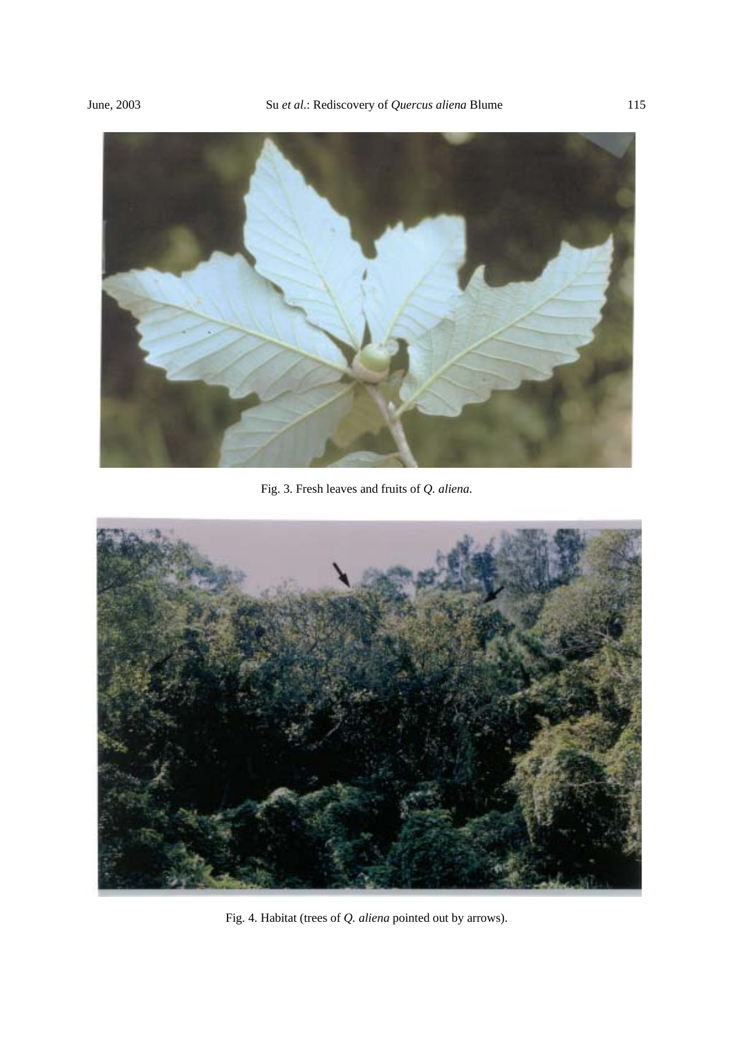Fig. 3. Fresh leaves and fruits of *Q. aliena*.

Fig. 4. Habitat (trees of *Q. aliena* pointed out by arrows).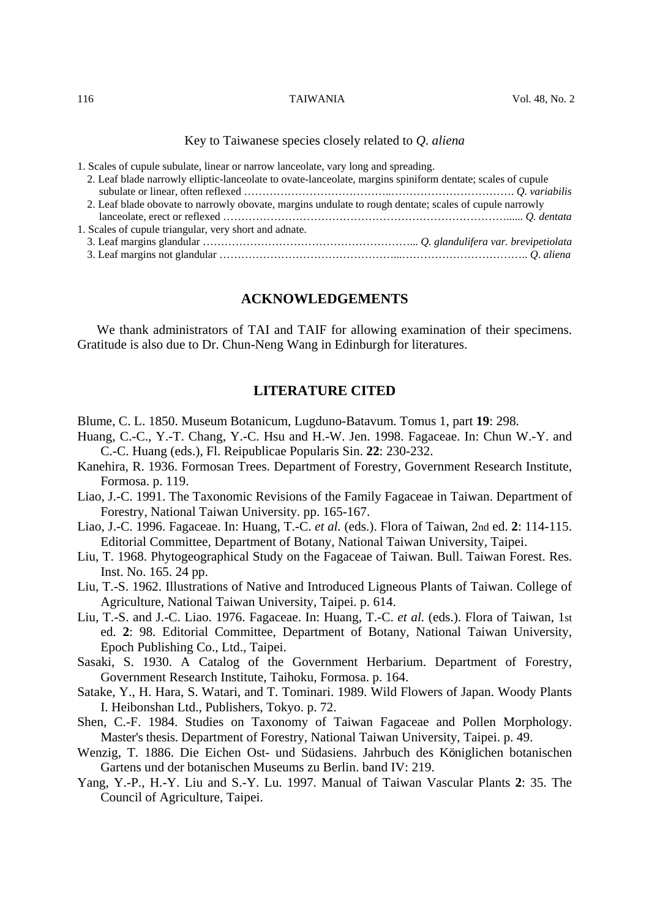Key to Taiwanese species closely related to *Q. aliena*

1. Scales of cupule subulate, linear or narrow lanceolate, vary long and spreading.
   2. Leaf blade narrowly elliptic-lanceolate to ovate-lanceolate, margins spiniform dentate; scales of cupule subulate or linear, often reflexed …………………………………..……………………………. *Q. variabilis*
   2. Leaf blade obovate to narrowly obovate, margins undulate to rough dentate; scales of cupule narrowly lanceolate, erect or reflexed …………………………………………………………………….….. *Q. dentata*
1. Scales of cupule triangular, very short and adnate.
   3. Leaf margins glandular ……………………………………………………... *Q. glandulifera var. brevipetiolata*
   3. Leaf margins not glandular …………………………………………...……………………………….. *Q. aliena*

## ACKNOWLEDGEMENTS

We thank administrators of TAI and TAIF for allowing examination of their specimens. Gratitude is also due to Dr. Chun-Neng Wang in Edinburgh for literatures.

## LITERATURE CITED

Blume, C. L. 1850. Museum Botanicum, Lugduno-Batavum. Tomus 1, part **19**: 298.

Huang, C.-C., Y.-T. Chang, Y.-C. Hsu and H.-W. Jen. 1998. Fagaceae. In: Chun W.-Y. and C.-C. Huang (eds.), Fl. Reipublicae Popularis Sin. **22**: 230-232.

Kanehira, R. 1936. Formosan Trees. Department of Forestry, Government Research Institute, Formosa. p. 119.

Liao, J.-C. 1991. The Taxonomic Revisions of the Family Fagaceae in Taiwan. Department of Forestry, National Taiwan University. pp. 165-167.

Liao, J.-C. 1996. Fagaceae. In: Huang, T.-C. *et al.* (eds.). Flora of Taiwan, 2nd ed. **2**: 114-115. Editorial Committee, Department of Botany, National Taiwan University, Taipei.

Liu, T. 1968. Phytogeographical Study on the Fagaceae of Taiwan. Bull. Taiwan Forest. Res. Inst. No. 165. 24 pp.

Liu, T.-S. 1962. Illustrations of Native and Introduced Ligneous Plants of Taiwan. College of Agriculture, National Taiwan University, Taipei. p. 614.

Liu, T.-S. and J.-C. Liao. 1976. Fagaceae. In: Huang, T.-C. *et al.* (eds.). Flora of Taiwan, 1st ed. **2**: 98. Editorial Committee, Department of Botany, National Taiwan University, Epoch Publishing Co., Ltd., Taipei.

Sasaki, S. 1930. A Catalog of the Government Herbarium. Department of Forestry, Government Research Institute, Taihoku, Formosa. p. 164.

Satake, Y., H. Hara, S. Watari, and T. Tominari. 1989. Wild Flowers of Japan. Woody Plants I. Heibonshan Ltd., Publishers, Tokyo. p. 72.

Shen, C.-F. 1984. Studies on Taxonomy of Taiwan Fagaceae and Pollen Morphology. Master's thesis. Department of Forestry, National Taiwan University, Taipei. p. 49.

Wenzig, T. 1886. Die Eichen Ost- und Südasiens. Jahrbuch des Königlichen botanischen Gartens und der botanischen Museums zu Berlin. band IV: 219.

Yang, Y.-P., H.-Y. Liu and S.-Y. Lu. 1997. Manual of Taiwan Vascular Plants **2**: 35. The Council of Agriculture, Taipei.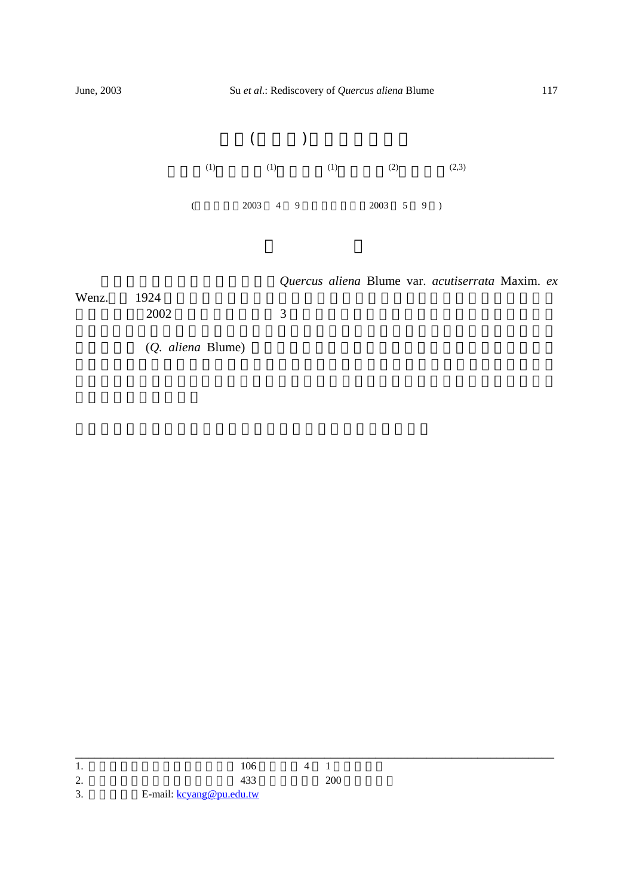( )

[(1)] [(1)] [(1)] [(2)] [(2,3)]

( 2003 4 9 2003 5 9 )

*Quercus aliena* Blume var. *acutiserrata* Maxim. *ex* Wenz. 1924 2002 3 (*Q. aliena* Blume)

---

1. 106 4 1
2. 433 200
3. E-mail: kcyang@pu.edu.tw